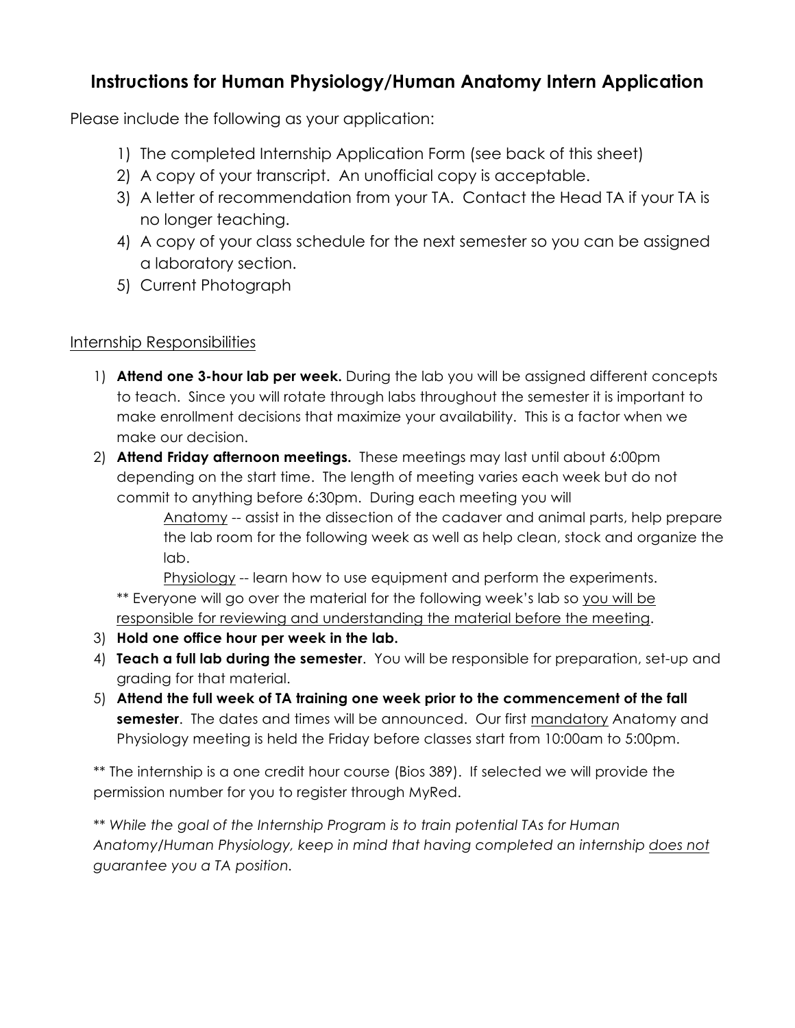# Instructions for Human Physiology/Human Anatomy Intern Application

Please include the following as your application:

1) The completed Internship Application Form (see back of this sheet)
2) A copy of your transcript. An unofficial copy is acceptable.
3) A letter of recommendation from your TA. Contact the Head TA if your TA is no longer teaching.
4) A copy of your class schedule for the next semester so you can be assigned a laboratory section.
5) Current Photograph

<u>Internship Responsibilities</u>

1) **Attend one 3-hour lab per week.** During the lab you will be assigned different concepts to teach. Since you will rotate through labs throughout the semester it is important to make enrollment decisions that maximize your availability. This is a factor when we make our decision.
2) **Attend Friday afternoon meetings.** These meetings may last until about 6:00pm depending on the start time. The length of meeting varies each week but do not commit to anything before 6:30pm. During each meeting you will

   <u>Anatomy</u> -- assist in the dissection of the cadaver and animal parts, help prepare the lab room for the following week as well as help clean, stock and organize the lab.

   <u>Physiology</u> -- learn how to use equipment and perform the experiments.

   ** Everyone will go over the material for the following week's lab so <u>you will be responsible for reviewing and understanding the material before the meeting</u>.
3) **Hold one office hour per week in the lab.**
4) **Teach a full lab during the semester**. You will be responsible for preparation, set-up and grading for that material.
5) **Attend the full week of TA training one week prior to the commencement of the fall semester**. The dates and times will be announced. Our first <u>mandatory</u> Anatomy and Physiology meeting is held the Friday before classes start from 10:00am to 5:00pm.

** The internship is a one credit hour course (Bios 389). If selected we will provide the permission number for you to register through MyRed.

*** While the goal of the Internship Program is to train potential TAs for Human Anatomy/Human Physiology, keep in mind that having completed an internship <u>does not</u> guarantee you a TA position.*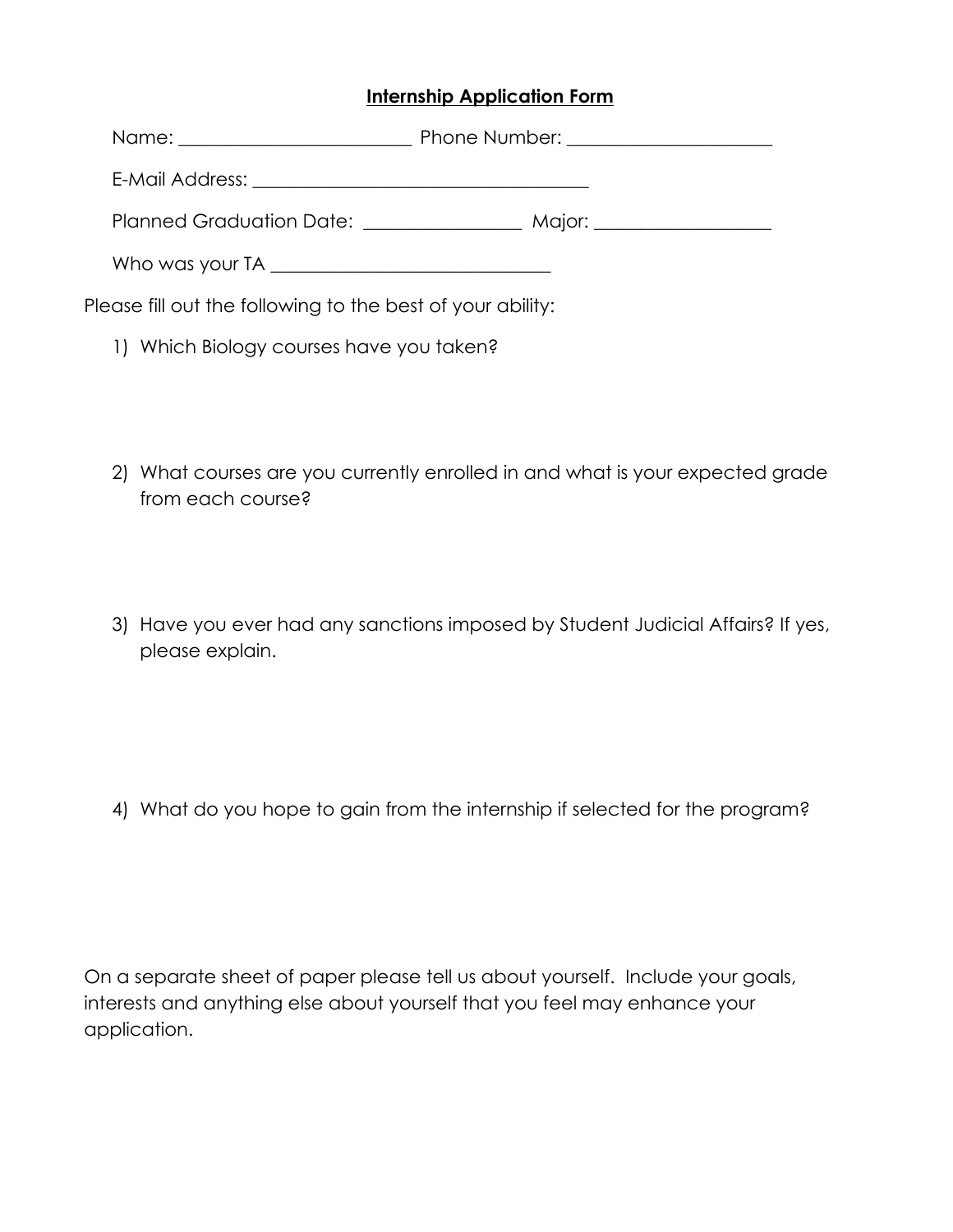**Internship Application Form**

Name: ________________________ Phone Number: _____________________

E-Mail Address: ___________________________________

Planned Graduation Date: ________________ Major: __________________

Who was your TA _____________________________

Please fill out the following to the best of your ability:

1) Which Biology courses have you taken?

2) What courses are you currently enrolled in and what is your expected grade from each course?

3) Have you ever had any sanctions imposed by Student Judicial Affairs? If yes, please explain.

4) What do you hope to gain from the internship if selected for the program?

On a separate sheet of paper please tell us about yourself. Include your goals, interests and anything else about yourself that you feel may enhance your application.